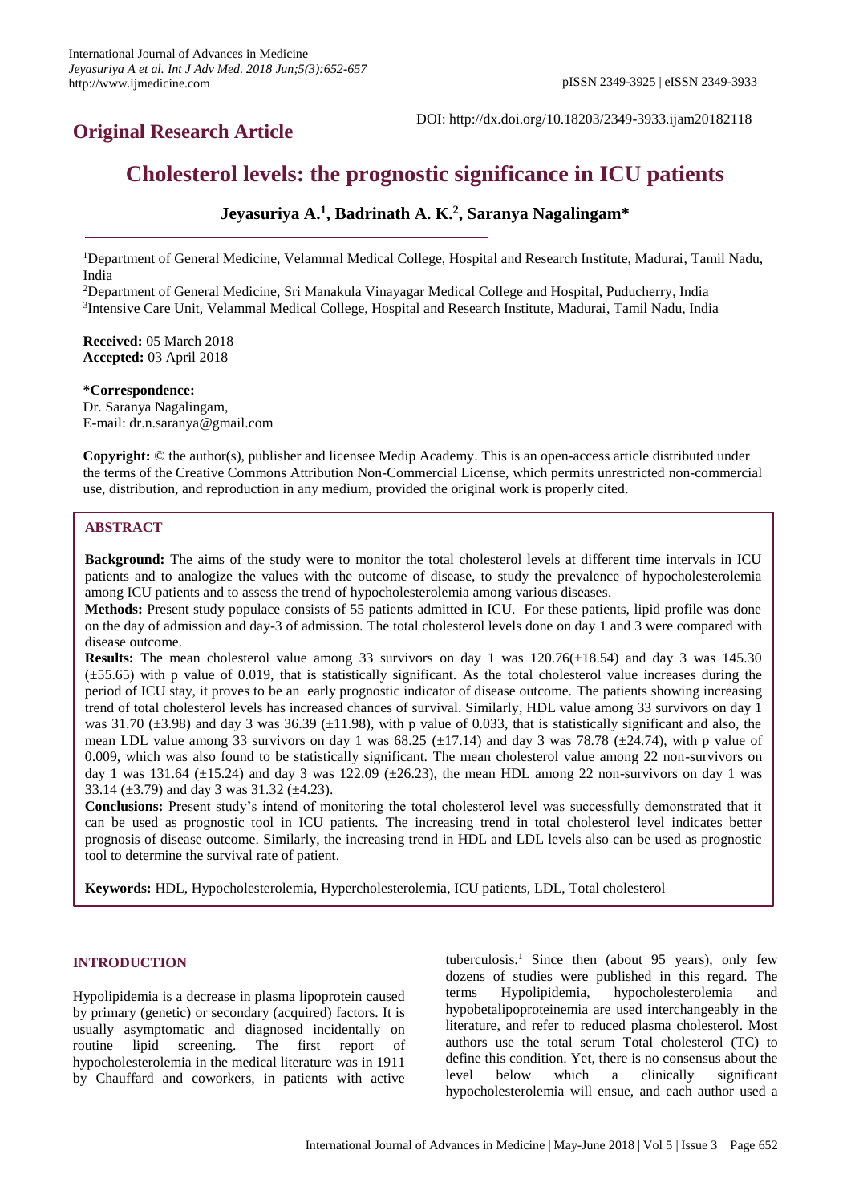## Original Research Article

DOI: http://dx.doi.org/10.18203/2349-3933.ijam20182118

# Cholesterol levels: the prognostic significance in ICU patients

**Jeyasuriya A.[1], Badrinath A. K.[2], Saranya Nagalingam***

[1]Department of General Medicine, Velammal Medical College, Hospital and Research Institute, Madurai, Tamil Nadu, India

[2]Department of General Medicine, Sri Manakula Vinayagar Medical College and Hospital, Puducherry, India

[3]Intensive Care Unit, Velammal Medical College, Hospital and Research Institute, Madurai, Tamil Nadu, India

**Received:** 05 March 2018
**Accepted:** 03 April 2018

***Correspondence:**
Dr. Saranya Nagalingam,
E-mail: dr.n.saranya@gmail.com

**Copyright:** © the author(s), publisher and licensee Medip Academy. This is an open-access article distributed under the terms of the Creative Commons Attribution Non-Commercial License, which permits unrestricted non-commercial use, distribution, and reproduction in any medium, provided the original work is properly cited.

### ABSTRACT

**Background:** The aims of the study were to monitor the total cholesterol levels at different time intervals in ICU patients and to analogize the values with the outcome of disease, to study the prevalence of hypocholesterolemia among ICU patients and to assess the trend of hypocholesterolemia among various diseases.

**Methods:** Present study populace consists of 55 patients admitted in ICU. For these patients, lipid profile was done on the day of admission and day-3 of admission. The total cholesterol levels done on day 1 and 3 were compared with disease outcome.

**Results:** The mean cholesterol value among 33 survivors on day 1 was 120.76(±18.54) and day 3 was 145.30 (±55.65) with p value of 0.019, that is statistically significant. As the total cholesterol value increases during the period of ICU stay, it proves to be an early prognostic indicator of disease outcome. The patients showing increasing trend of total cholesterol levels has increased chances of survival. Similarly, HDL value among 33 survivors on day 1 was 31.70 (±3.98) and day 3 was 36.39 (±11.98), with p value of 0.033, that is statistically significant and also, the mean LDL value among 33 survivors on day 1 was 68.25 (±17.14) and day 3 was 78.78 (±24.74), with p value of 0.009, which was also found to be statistically significant. The mean cholesterol value among 22 non-survivors on day 1 was 131.64 (±15.24) and day 3 was 122.09 (±26.23), the mean HDL among 22 non-survivors on day 1 was 33.14 (±3.79) and day 3 was 31.32 (±4.23).

**Conclusions:** Present study's intend of monitoring the total cholesterol level was successfully demonstrated that it can be used as prognostic tool in ICU patients. The increasing trend in total cholesterol level indicates better prognosis of disease outcome. Similarly, the increasing trend in HDL and LDL levels also can be used as prognostic tool to determine the survival rate of patient.

**Keywords:** HDL, Hypocholesterolemia, Hypercholesterolemia, ICU patients, LDL, Total cholesterol

## INTRODUCTION

Hypolipidemia is a decrease in plasma lipoprotein caused by primary (genetic) or secondary (acquired) factors. It is usually asymptomatic and diagnosed incidentally on routine lipid screening. The first report of hypocholesterolemia in the medical literature was in 1911 by Chauffard and coworkers, in patients with active tuberculosis.[1] Since then (about 95 years), only few dozens of studies were published in this regard. The terms Hypolipidemia, hypocholesterolemia and hypobetalipoproteinemia are used interchangeably in the literature, and refer to reduced plasma cholesterol. Most authors use the total serum Total cholesterol (TC) to define this condition. Yet, there is no consensus about the level below which a clinically significant hypocholesterolemia will ensue, and each author used a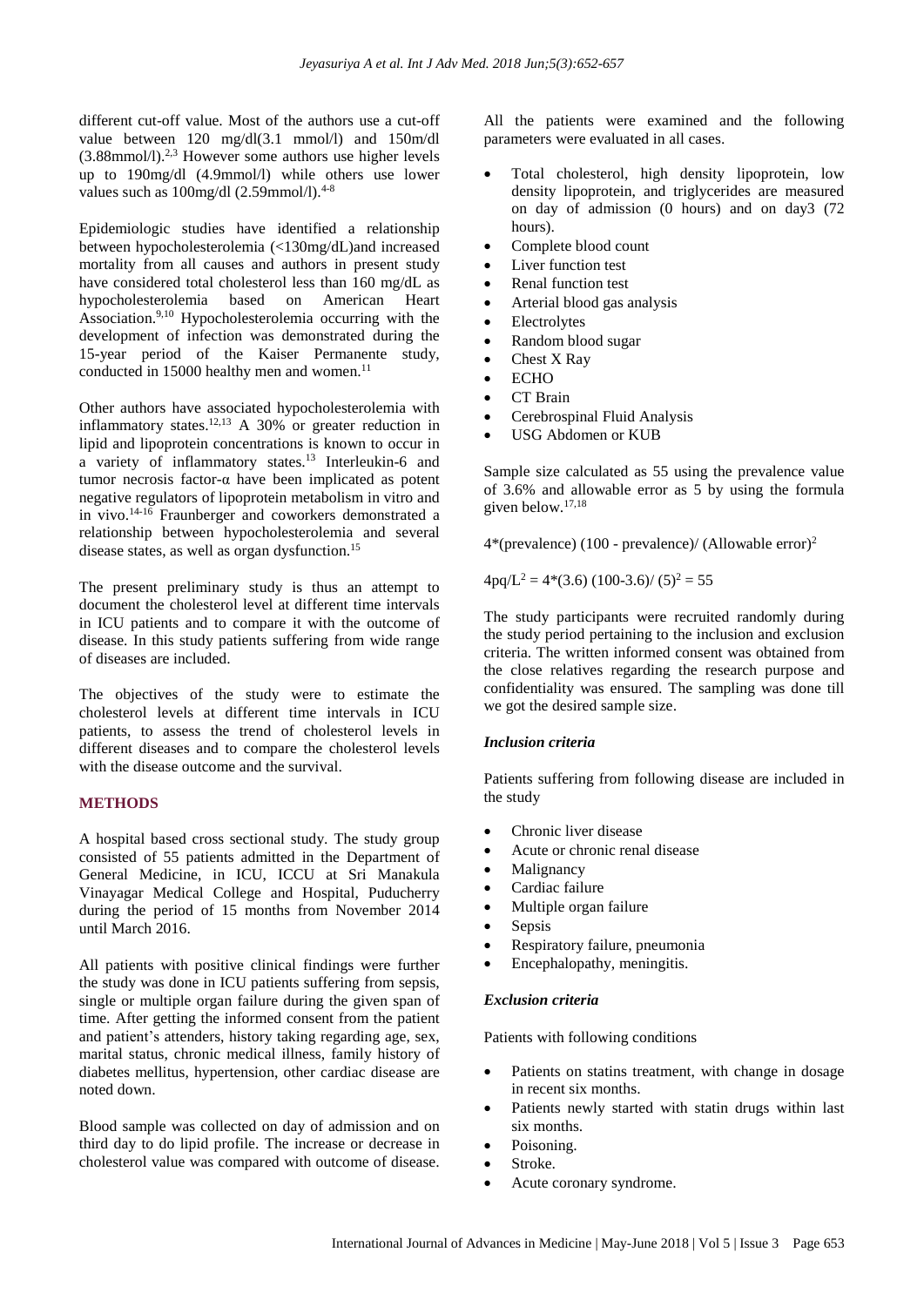different cut-off value. Most of the authors use a cut-off value between 120 mg/dl(3.1 mmol/l) and 150m/dl (3.88mmol/l).[2,3] However some authors use higher levels up to 190mg/dl (4.9mmol/l) while others use lower values such as 100mg/dl (2.59mmol/l).[4-8]

Epidemiologic studies have identified a relationship between hypocholesterolemia (<130mg/dL)and increased mortality from all causes and authors in present study have considered total cholesterol less than 160 mg/dL as hypocholesterolemia based on American Heart Association.[9,10] Hypocholesterolemia occurring with the development of infection was demonstrated during the 15-year period of the Kaiser Permanente study, conducted in 15000 healthy men and women.[11]

Other authors have associated hypocholesterolemia with inflammatory states.[12,13] A 30% or greater reduction in lipid and lipoprotein concentrations is known to occur in a variety of inflammatory states.[13] Interleukin-6 and tumor necrosis factor-α have been implicated as potent negative regulators of lipoprotein metabolism in vitro and in vivo.[14-16] Fraunberger and coworkers demonstrated a relationship between hypocholesterolemia and several disease states, as well as organ dysfunction.[15]

The present preliminary study is thus an attempt to document the cholesterol level at different time intervals in ICU patients and to compare it with the outcome of disease. In this study patients suffering from wide range of diseases are included.

The objectives of the study were to estimate the cholesterol levels at different time intervals in ICU patients, to assess the trend of cholesterol levels in different diseases and to compare the cholesterol levels with the disease outcome and the survival.

## METHODS

A hospital based cross sectional study. The study group consisted of 55 patients admitted in the Department of General Medicine, in ICU, ICCU at Sri Manakula Vinayagar Medical College and Hospital, Puducherry during the period of 15 months from November 2014 until March 2016.

All patients with positive clinical findings were further the study was done in ICU patients suffering from sepsis, single or multiple organ failure during the given span of time. After getting the informed consent from the patient and patient's attenders, history taking regarding age, sex, marital status, chronic medical illness, family history of diabetes mellitus, hypertension, other cardiac disease are noted down.

Blood sample was collected on day of admission and on third day to do lipid profile. The increase or decrease in cholesterol value was compared with outcome of disease. All the patients were examined and the following parameters were evaluated in all cases.

- Total cholesterol, high density lipoprotein, low density lipoprotein, and triglycerides are measured on day of admission (0 hours) and on day3 (72 hours).
- Complete blood count
- Liver function test
- Renal function test
- Arterial blood gas analysis
- Electrolytes
- Random blood sugar
- Chest X Ray
- ECHO
- CT Brain
- Cerebrospinal Fluid Analysis
- USG Abdomen or KUB

Sample size calculated as 55 using the prevalence value of 3.6% and allowable error as 5 by using the formula given below.[17,18]

$$4*(\text{prevalence})\ (100 - \text{prevalence})/\ (\text{Allowable error})^2$$

$$4pq/L^2 = 4*(3.6)\ (100\text{-}3.6)/\ (5)^2 = 55$$

The study participants were recruited randomly during the study period pertaining to the inclusion and exclusion criteria. The written informed consent was obtained from the close relatives regarding the research purpose and confidentiality was ensured. The sampling was done till we got the desired sample size.

### *Inclusion criteria*

Patients suffering from following disease are included in the study

- Chronic liver disease
- Acute or chronic renal disease
- Malignancy
- Cardiac failure
- Multiple organ failure
- Sepsis
- Respiratory failure, pneumonia
- Encephalopathy, meningitis.

### *Exclusion criteria*

Patients with following conditions

- Patients on statins treatment, with change in dosage in recent six months.
- Patients newly started with statin drugs within last six months.
- Poisoning.
- Stroke.
- Acute coronary syndrome.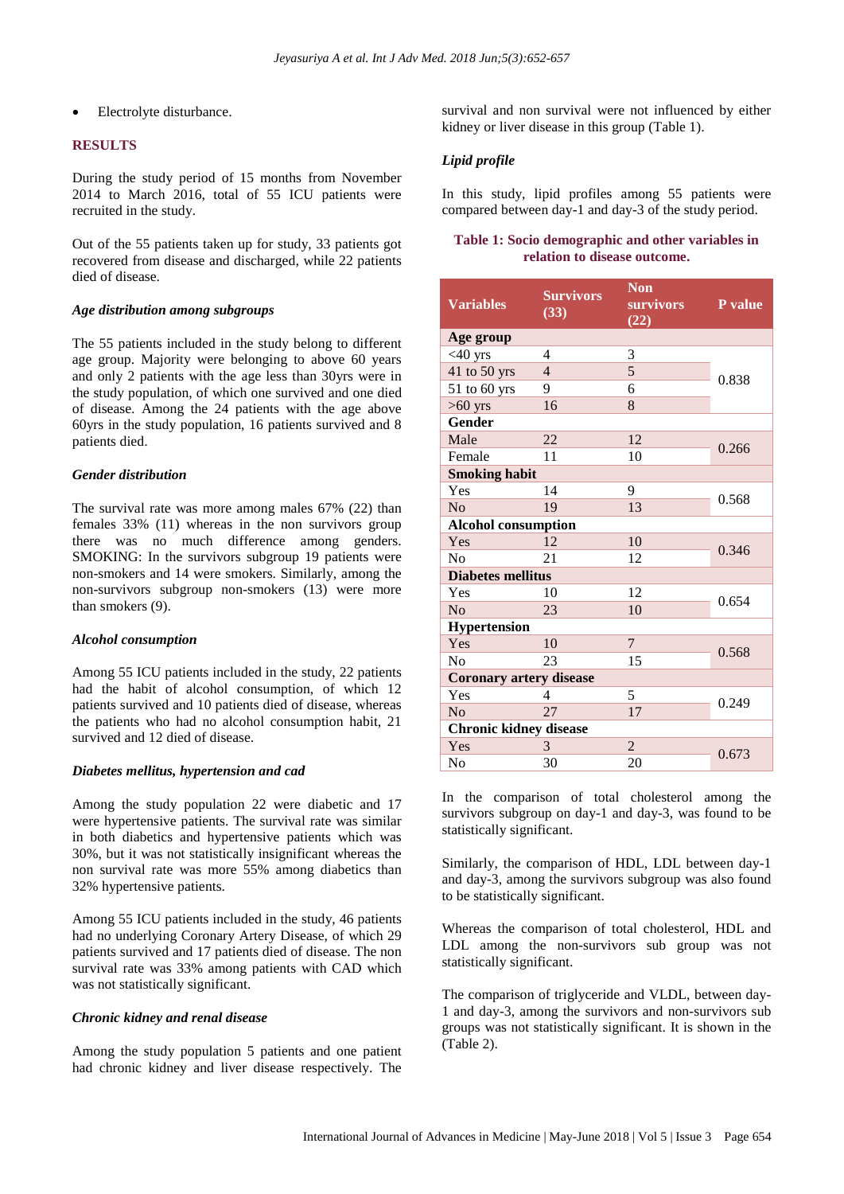- Electrolyte disturbance.

## RESULTS

During the study period of 15 months from November 2014 to March 2016, total of 55 ICU patients were recruited in the study.

Out of the 55 patients taken up for study, 33 patients got recovered from disease and discharged, while 22 patients died of disease.

### *Age distribution among subgroups*

The 55 patients included in the study belong to different age group. Majority were belonging to above 60 years and only 2 patients with the age less than 30yrs were in the study population, of which one survived and one died of disease. Among the 24 patients with the age above 60yrs in the study population, 16 patients survived and 8 patients died.

### *Gender distribution*

The survival rate was more among males 67% (22) than females 33% (11) whereas in the non survivors group there was no much difference among genders. SMOKING: In the survivors subgroup 19 patients were non-smokers and 14 were smokers. Similarly, among the non-survivors subgroup non-smokers (13) were more than smokers (9).

### *Alcohol consumption*

Among 55 ICU patients included in the study, 22 patients had the habit of alcohol consumption, of which 12 patients survived and 10 patients died of disease, whereas the patients who had no alcohol consumption habit, 21 survived and 12 died of disease.

### *Diabetes mellitus, hypertension and cad*

Among the study population 22 were diabetic and 17 were hypertensive patients. The survival rate was similar in both diabetics and hypertensive patients which was 30%, but it was not statistically insignificant whereas the non survival rate was more 55% among diabetics than 32% hypertensive patients.

Among 55 ICU patients included in the study, 46 patients had no underlying Coronary Artery Disease, of which 29 patients survived and 17 patients died of disease. The non survival rate was 33% among patients with CAD which was not statistically significant.

### *Chronic kidney and renal disease*

Among the study population 5 patients and one patient had chronic kidney and liver disease respectively. The survival and non survival were not influenced by either kidney or liver disease in this group (Table 1).

### *Lipid profile*

In this study, lipid profiles among 55 patients were compared between day-1 and day-3 of the study period.

**Table 1: Socio demographic and other variables in relation to disease outcome.**

| Variables | Survivors (33) | Non survivors (22) | P value |
|---|---|---|---|
| **Age group** | | | |
| <40 yrs | 4 | 3 | 0.838 |
| 41 to 50 yrs | 4 | 5 | |
| 51 to 60 yrs | 9 | 6 | |
| >60 yrs | 16 | 8 | |
| **Gender** | | | |
| Male | 22 | 12 | 0.266 |
| Female | 11 | 10 | |
| **Smoking habit** | | | |
| Yes | 14 | 9 | 0.568 |
| No | 19 | 13 | |
| **Alcohol consumption** | | | |
| Yes | 12 | 10 | 0.346 |
| No | 21 | 12 | |
| **Diabetes mellitus** | | | |
| Yes | 10 | 12 | 0.654 |
| No | 23 | 10 | |
| **Hypertension** | | | |
| Yes | 10 | 7 | 0.568 |
| No | 23 | 15 | |
| **Coronary artery disease** | | | |
| Yes | 4 | 5 | 0.249 |
| No | 27 | 17 | |
| **Chronic kidney disease** | | | |
| Yes | 3 | 2 | 0.673 |
| No | 30 | 20 | |

In the comparison of total cholesterol among the survivors subgroup on day-1 and day-3, was found to be statistically significant.

Similarly, the comparison of HDL, LDL between day-1 and day-3, among the survivors subgroup was also found to be statistically significant.

Whereas the comparison of total cholesterol, HDL and LDL among the non-survivors sub group was not statistically significant.

The comparison of triglyceride and VLDL, between day-1 and day-3, among the survivors and non-survivors sub groups was not statistically significant. It is shown in the (Table 2).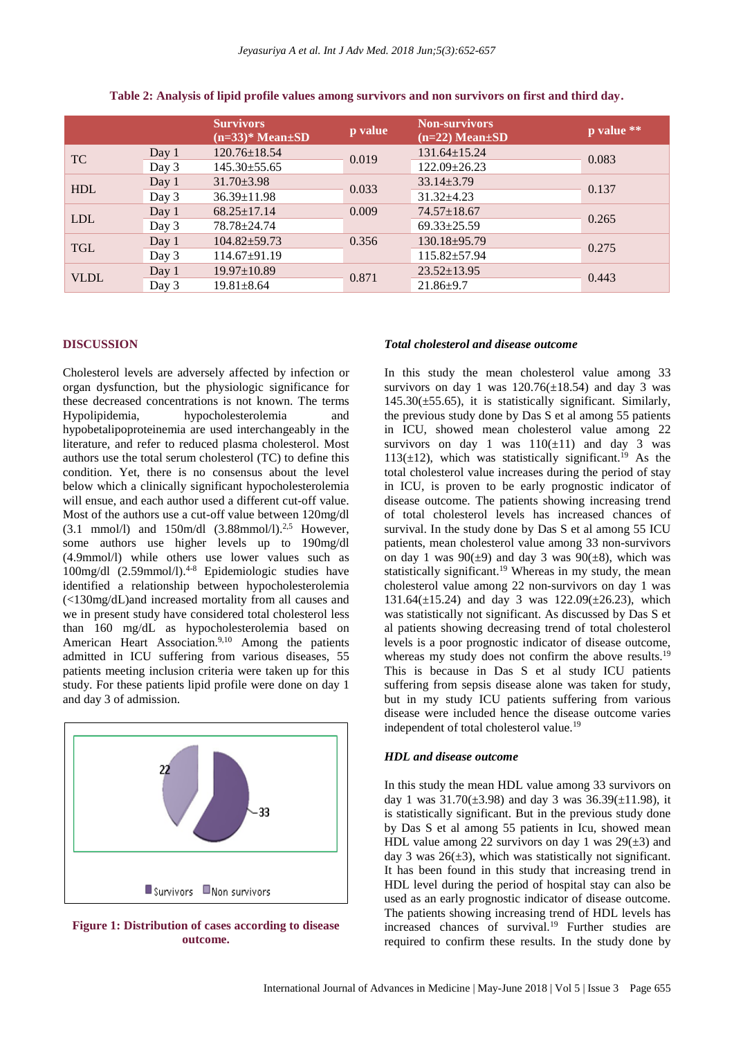**Table 2: Analysis of lipid profile values among survivors and non survivors on first and third day.**

| | | Survivors (n=33)* Mean±SD | p value | Non-survivors (n=22) Mean±SD | p value ** |
|---|---|---|---|---|---|
| TC | Day 1 | 120.76±18.54 | 0.019 | 131.64±15.24 | 0.083 |
| | Day 3 | 145.30±55.65 | | 122.09±26.23 | |
| HDL | Day 1 | 31.70±3.98 | 0.033 | 33.14±3.79 | 0.137 |
| | Day 3 | 36.39±11.98 | | 31.32±4.23 | |
| LDL | Day 1 | 68.25±17.14 | 0.009 | 74.57±18.67 | 0.265 |
| | Day 3 | 78.78±24.74 | | 69.33±25.59 | |
| TGL | Day 1 | 104.82±59.73 | 0.356 | 130.18±95.79 | 0.275 |
| | Day 3 | 114.67±91.19 | | 115.82±57.94 | |
| VLDL | Day 1 | 19.97±10.89 | 0.871 | 23.52±13.95 | 0.443 |
| | Day 3 | 19.81±8.64 | | 21.86±9.7 | |

## DISCUSSION

Cholesterol levels are adversely affected by infection or organ dysfunction, but the physiologic significance for these decreased concentrations is not known. The terms Hypolipidemia, hypocholesterolemia and hypobetalipoproteinemia are used interchangeably in the literature, and refer to reduced plasma cholesterol. Most authors use the total serum cholesterol (TC) to define this condition. Yet, there is no consensus about the level below which a clinically significant hypocholesterolemia will ensue, and each author used a different cut-off value. Most of the authors use a cut-off value between 120mg/dl (3.1 mmol/l) and 150m/dl (3.88mmol/l).[2,5] However, some authors use higher levels up to 190mg/dl (4.9mmol/l) while others use lower values such as 100mg/dl (2.59mmol/l).[4-8] Epidemiologic studies have identified a relationship between hypocholesterolemia (<130mg/dL)and increased mortality from all causes and we in present study have considered total cholesterol less than 160 mg/dL as hypocholesterolemia based on American Heart Association.[9,10] Among the patients admitted in ICU suffering from various diseases, 55 patients meeting inclusion criteria were taken up for this study. For these patients lipid profile were done on day 1 and day 3 of admission.

**Figure 1: Distribution of cases according to disease outcome.**

### *Total cholesterol and disease outcome*

In this study the mean cholesterol value among 33 survivors on day 1 was 120.76(±18.54) and day 3 was 145.30(±55.65), it is statistically significant. Similarly, the previous study done by Das S et al among 55 patients in ICU, showed mean cholesterol value among 22 survivors on day 1 was 110(±11) and day 3 was 113(±12), which was statistically significant.[19] As the total cholesterol value increases during the period of stay in ICU, is proven to be early prognostic indicator of disease outcome. The patients showing increasing trend of total cholesterol levels has increased chances of survival. In the study done by Das S et al among 55 ICU patients, mean cholesterol value among 33 non-survivors on day 1 was 90(±9) and day 3 was 90(±8), which was statistically significant.[19] Whereas in my study, the mean cholesterol value among 22 non-survivors on day 1 was 131.64(±15.24) and day 3 was 122.09(±26.23), which was statistically not significant. As discussed by Das S et al patients showing decreasing trend of total cholesterol levels is a poor prognostic indicator of disease outcome, whereas my study does not confirm the above results.[19] This is because in Das S et al study ICU patients suffering from sepsis disease alone was taken for study, but in my study ICU patients suffering from various disease were included hence the disease outcome varies independent of total cholesterol value.[19]

### *HDL and disease outcome*

In this study the mean HDL value among 33 survivors on day 1 was 31.70(±3.98) and day 3 was 36.39(±11.98), it is statistically significant. But in the previous study done by Das S et al among 55 patients in Icu, showed mean HDL value among 22 survivors on day 1 was 29(±3) and day 3 was 26(±3), which was statistically not significant. It has been found in this study that increasing trend in HDL level during the period of hospital stay can also be used as an early prognostic indicator of disease outcome. The patients showing increasing trend of HDL levels has increased chances of survival.[19] Further studies are required to confirm these results. In the study done by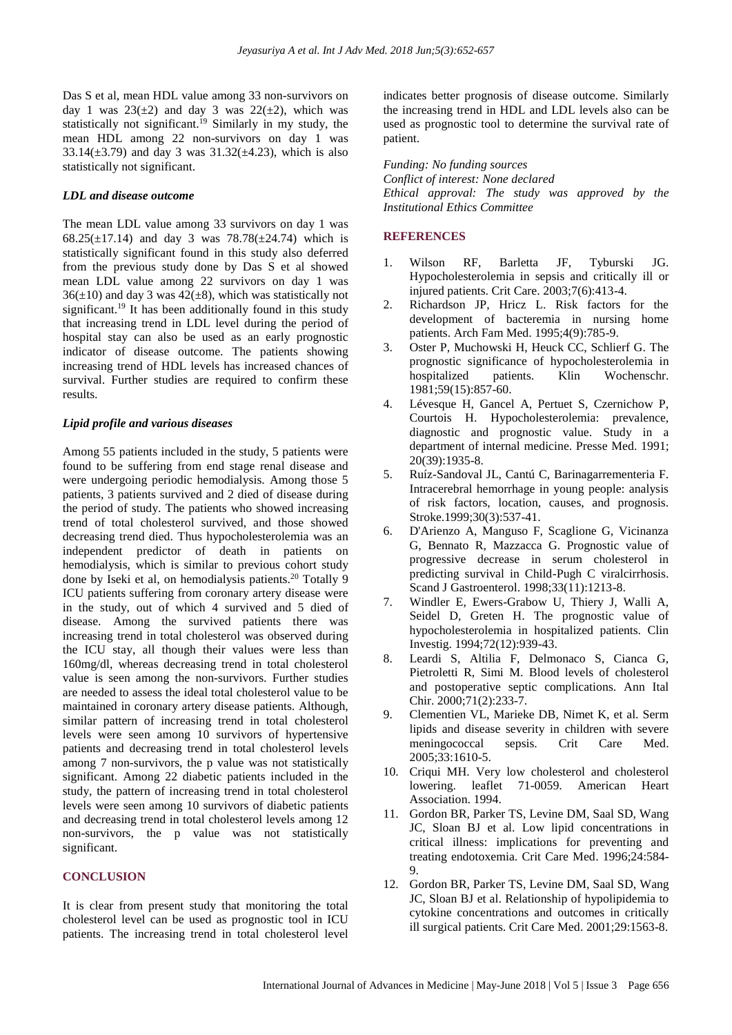Das S et al, mean HDL value among 33 non-survivors on day 1 was 23(±2) and day 3 was 22(±2), which was statistically not significant.[19] Similarly in my study, the mean HDL among 22 non-survivors on day 1 was 33.14(±3.79) and day 3 was 31.32(±4.23), which is also statistically not significant.

### *LDL and disease outcome*

The mean LDL value among 33 survivors on day 1 was 68.25(±17.14) and day 3 was 78.78(±24.74) which is statistically significant found in this study also deferred from the previous study done by Das S et al showed mean LDL value among 22 survivors on day 1 was 36(±10) and day 3 was 42(±8), which was statistically not significant.[19] It has been additionally found in this study that increasing trend in LDL level during the period of hospital stay can also be used as an early prognostic indicator of disease outcome. The patients showing increasing trend of HDL levels has increased chances of survival. Further studies are required to confirm these results.

### *Lipid profile and various diseases*

Among 55 patients included in the study, 5 patients were found to be suffering from end stage renal disease and were undergoing periodic hemodialysis. Among those 5 patients, 3 patients survived and 2 died of disease during the period of study. The patients who showed increasing trend of total cholesterol survived, and those showed decreasing trend died. Thus hypocholesterolemia was an independent predictor of death in patients on hemodialysis, which is similar to previous cohort study done by Iseki et al, on hemodialysis patients.[20] Totally 9 ICU patients suffering from coronary artery disease were in the study, out of which 4 survived and 5 died of disease. Among the survived patients there was increasing trend in total cholesterol was observed during the ICU stay, all though their values were less than 160mg/dl, whereas decreasing trend in total cholesterol value is seen among the non-survivors. Further studies are needed to assess the ideal total cholesterol value to be maintained in coronary artery disease patients. Although, similar pattern of increasing trend in total cholesterol levels were seen among 10 survivors of hypertensive patients and decreasing trend in total cholesterol levels among 7 non-survivors, the p value was not statistically significant. Among 22 diabetic patients included in the study, the pattern of increasing trend in total cholesterol levels were seen among 10 survivors of diabetic patients and decreasing trend in total cholesterol levels among 12 non-survivors, the p value was not statistically significant.

## CONCLUSION

It is clear from present study that monitoring the total cholesterol level can be used as prognostic tool in ICU patients. The increasing trend in total cholesterol level indicates better prognosis of disease outcome. Similarly the increasing trend in HDL and LDL levels also can be used as prognostic tool to determine the survival rate of patient.

*Funding: No funding sources*
*Conflict of interest: None declared*
*Ethical approval: The study was approved by the Institutional Ethics Committee*

## REFERENCES

1. Wilson RF, Barletta JF, Tyburski JG. Hypocholesterolemia in sepsis and critically ill or injured patients. Crit Care. 2003;7(6):413-4.
2. Richardson JP, Hricz L. Risk factors for the development of bacteremia in nursing home patients. Arch Fam Med. 1995;4(9):785-9.
3. Oster P, Muchowski H, Heuck CC, Schlierf G. The prognostic significance of hypocholesterolemia in hospitalized patients. Klin Wochenschr. 1981;59(15):857-60.
4. Lévesque H, Gancel A, Pertuet S, Czernichow P, Courtois H. Hypocholesterolemia: prevalence, diagnostic and prognostic value. Study in a department of internal medicine. Presse Med. 1991; 20(39):1935-8.
5. Ruíz-Sandoval JL, Cantú C, Barinagarrementeria F. Intracerebral hemorrhage in young people: analysis of risk factors, location, causes, and prognosis. Stroke.1999;30(3):537-41.
6. D'Arienzo A, Manguso F, Scaglione G, Vicinanza G, Bennato R, Mazzacca G. Prognostic value of progressive decrease in serum cholesterol in predicting survival in Child-Pugh C viralcirrhosis. Scand J Gastroenterol. 1998;33(11):1213-8.
7. Windler E, Ewers-Grabow U, Thiery J, Walli A, Seidel D, Greten H. The prognostic value of hypocholesterolemia in hospitalized patients. Clin Investig. 1994;72(12):939-43.
8. Leardi S, Altilia F, Delmonaco S, Cianca G, Pietroletti R, Simi M. Blood levels of cholesterol and postoperative septic complications. Ann Ital Chir. 2000;71(2):233-7.
9. Clementien VL, Marieke DB, Nimet K, et al. Serm lipids and disease severity in children with severe meningococcal sepsis. Crit Care Med. 2005;33:1610-5.
10. Criqui MH. Very low cholesterol and cholesterol lowering. leaflet 71-0059. American Heart Association. 1994.
11. Gordon BR, Parker TS, Levine DM, Saal SD, Wang JC, Sloan BJ et al. Low lipid concentrations in critical illness: implications for preventing and treating endotoxemia. Crit Care Med. 1996;24:584-9.
12. Gordon BR, Parker TS, Levine DM, Saal SD, Wang JC, Sloan BJ et al. Relationship of hypolipidemia to cytokine concentrations and outcomes in critically ill surgical patients. Crit Care Med. 2001;29:1563-8.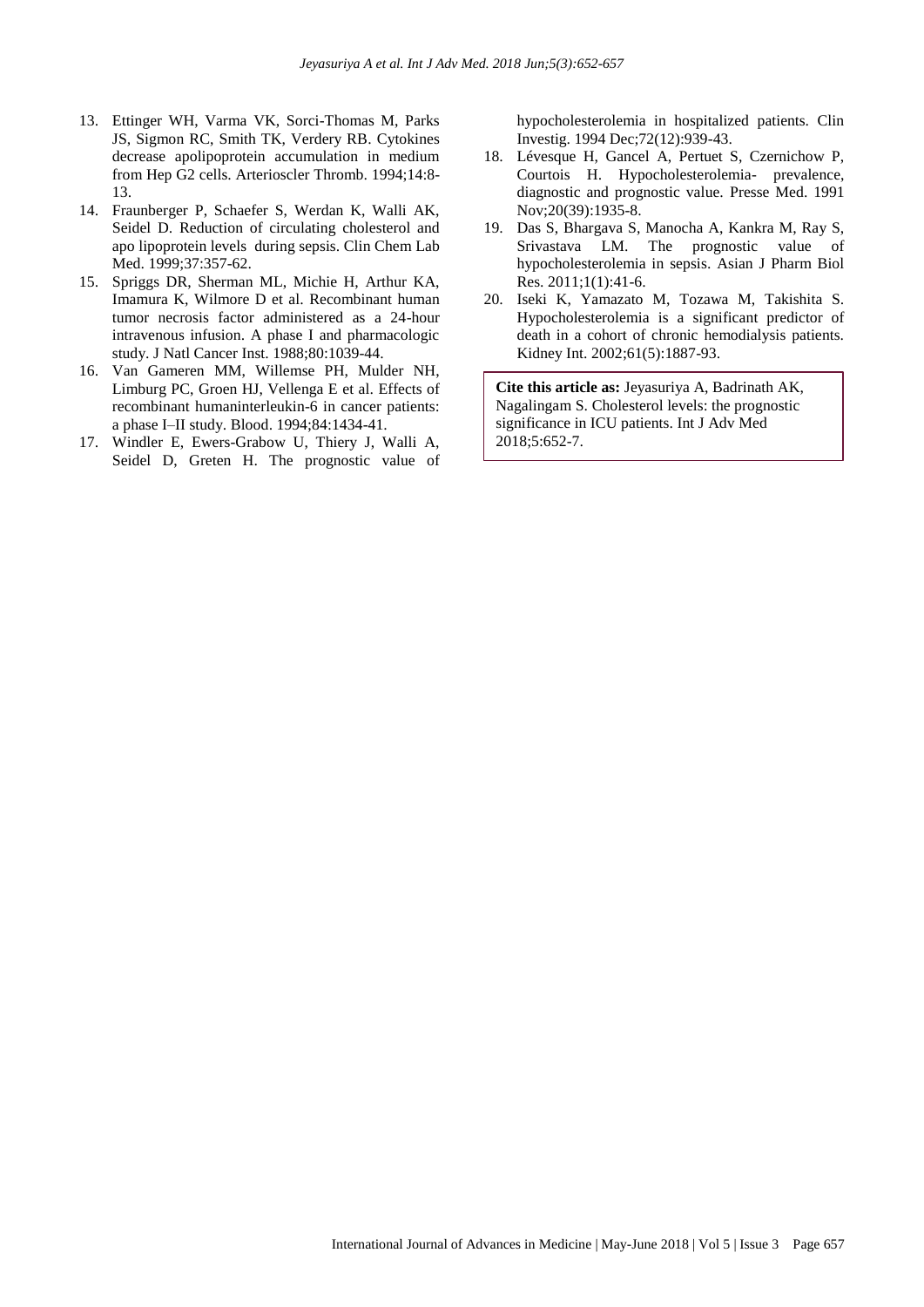13. Ettinger WH, Varma VK, Sorci-Thomas M, Parks JS, Sigmon RC, Smith TK, Verdery RB. Cytokines decrease apolipoprotein accumulation in medium from Hep G2 cells. Arterioscler Thromb. 1994;14:8-13.
14. Fraunberger P, Schaefer S, Werdan K, Walli AK, Seidel D. Reduction of circulating cholesterol and apo lipoprotein levels during sepsis. Clin Chem Lab Med. 1999;37:357-62.
15. Spriggs DR, Sherman ML, Michie H, Arthur KA, Imamura K, Wilmore D et al. Recombinant human tumor necrosis factor administered as a 24-hour intravenous infusion. A phase I and pharmacologic study. J Natl Cancer Inst. 1988;80:1039-44.
16. Van Gameren MM, Willemse PH, Mulder NH, Limburg PC, Groen HJ, Vellenga E et al. Effects of recombinant humaninterleukin-6 in cancer patients: a phase I–II study. Blood. 1994;84:1434-41.
17. Windler E, Ewers-Grabow U, Thiery J, Walli A, Seidel D, Greten H. The prognostic value of hypocholesterolemia in hospitalized patients. Clin Investig. 1994 Dec;72(12):939-43.
18. Lévesque H, Gancel A, Pertuet S, Czernichow P, Courtois H. Hypocholesterolemia- prevalence, diagnostic and prognostic value. Presse Med. 1991 Nov;20(39):1935-8.
19. Das S, Bhargava S, Manocha A, Kankra M, Ray S, Srivastava LM. The prognostic value of hypocholesterolemia in sepsis. Asian J Pharm Biol Res. 2011;1(1):41-6.
20. Iseki K, Yamazato M, Tozawa M, Takishita S. Hypocholesterolemia is a significant predictor of death in a cohort of chronic hemodialysis patients. Kidney Int. 2002;61(5):1887-93.

**Cite this article as:** Jeyasuriya A, Badrinath AK, Nagalingam S. Cholesterol levels: the prognostic significance in ICU patients. Int J Adv Med 2018;5:652-7.